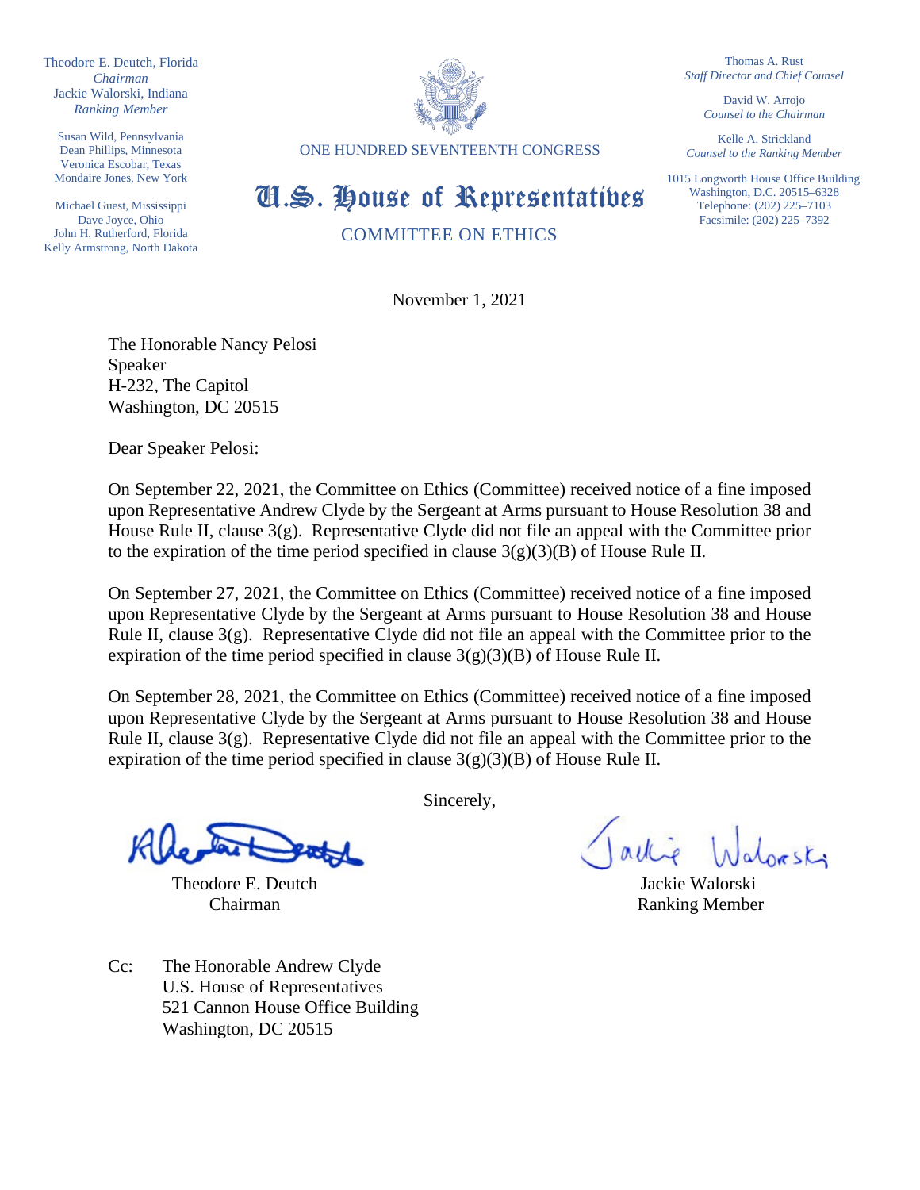Theodore E. Deutch, Florida
*Chairman*
Jackie Walorski, Indiana
*Ranking Member*

Susan Wild, Pennsylvania
Dean Phillips, Minnesota
Veronica Escobar, Texas
Mondaire Jones, New York

Michael Guest, Mississippi
Dave Joyce, Ohio
John H. Rutherford, Florida
Kelly Armstrong, North Dakota

ONE HUNDRED SEVENTEENTH CONGRESS

# U.S. House of Representatives

## COMMITTEE ON ETHICS

Thomas A. Rust
*Staff Director and Chief Counsel*

David W. Arrojo
*Counsel to the Chairman*

Kelle A. Strickland
*Counsel to the Ranking Member*

1015 Longworth House Office Building
Washington, D.C. 20515–6328
Telephone: (202) 225–7103
Facsimile: (202) 225–7392

November 1, 2021

The Honorable Nancy Pelosi
Speaker
H-232, The Capitol
Washington, DC 20515

Dear Speaker Pelosi:

On September 22, 2021, the Committee on Ethics (Committee) received notice of a fine imposed upon Representative Andrew Clyde by the Sergeant at Arms pursuant to House Resolution 38 and House Rule II, clause 3(g). Representative Clyde did not file an appeal with the Committee prior to the expiration of the time period specified in clause 3(g)(3)(B) of House Rule II.

On September 27, 2021, the Committee on Ethics (Committee) received notice of a fine imposed upon Representative Clyde by the Sergeant at Arms pursuant to House Resolution 38 and House Rule II, clause 3(g). Representative Clyde did not file an appeal with the Committee prior to the expiration of the time period specified in clause 3(g)(3)(B) of House Rule II.

On September 28, 2021, the Committee on Ethics (Committee) received notice of a fine imposed upon Representative Clyde by the Sergeant at Arms pursuant to House Resolution 38 and House Rule II, clause 3(g). Representative Clyde did not file an appeal with the Committee prior to the expiration of the time period specified in clause 3(g)(3)(B) of House Rule II.

Sincerely,

Theodore E. Deutch
Chairman

Jackie Walorski
Ranking Member

Cc: The Honorable Andrew Clyde
U.S. House of Representatives
521 Cannon House Office Building
Washington, DC 20515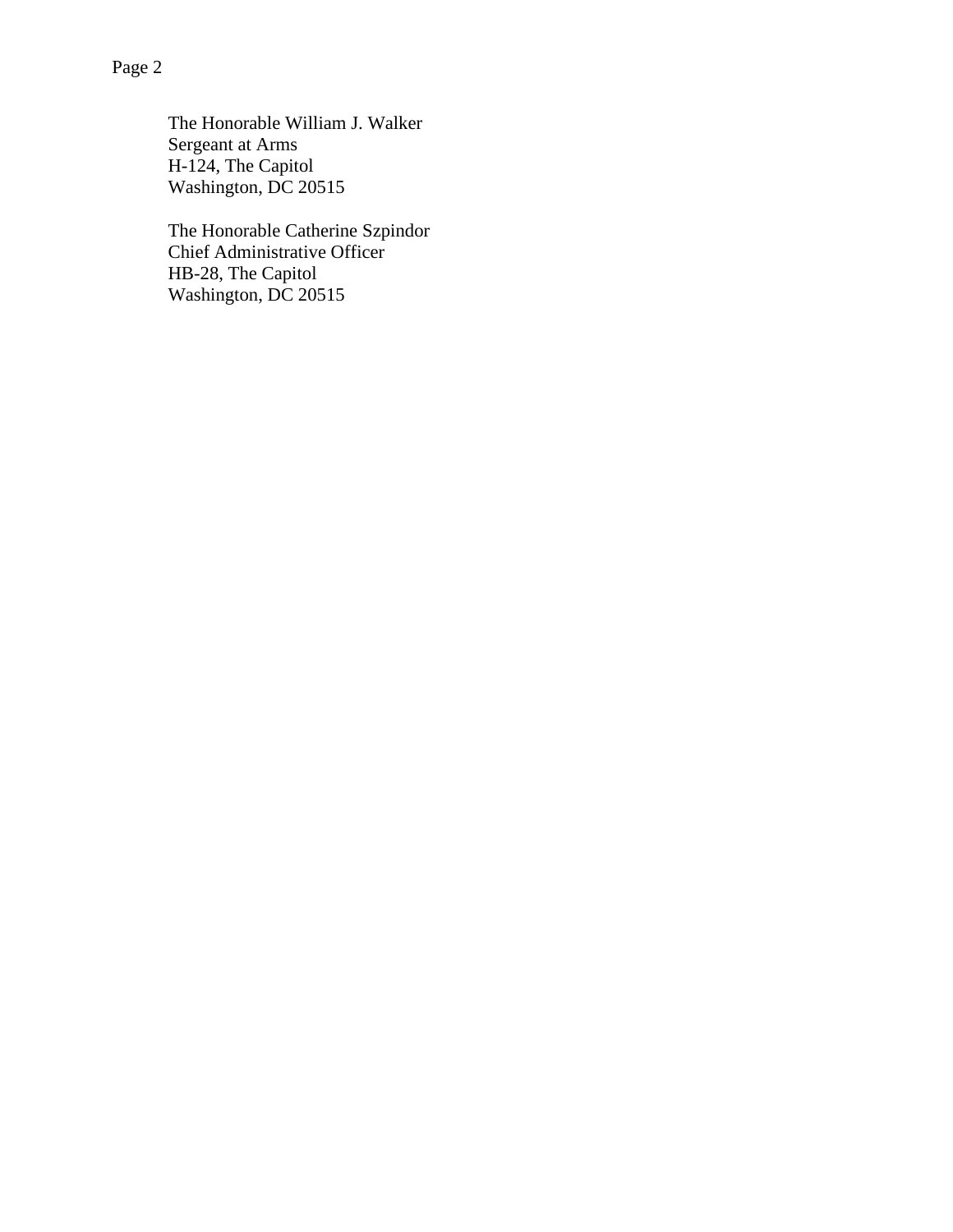The Honorable William J. Walker
Sergeant at Arms
H-124, The Capitol
Washington, DC 20515

The Honorable Catherine Szpindor
Chief Administrative Officer
HB-28, The Capitol
Washington, DC 20515